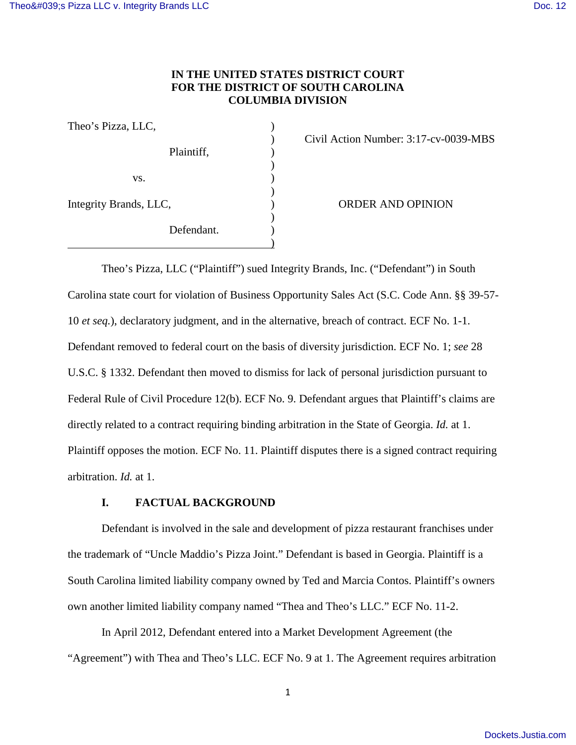**IN THE UNITED STATES DISTRICT COURT**
**FOR THE DISTRICT OF SOUTH CAROLINA**
**COLUMBIA DIVISION**

| | | |
|---|---|---|
| Theo's Pizza, LLC, | ) | |
| | ) | Civil Action Number: 3:17-cv-0039-MBS |
| Plaintiff, | ) | |
| | ) | |
| vs. | ) | |
| | ) | |
| Integrity Brands, LLC, | ) | ORDER AND OPINION |
| | ) | |
| Defendant. | ) | |
| | ) | |

Theo's Pizza, LLC ("Plaintiff") sued Integrity Brands, Inc. ("Defendant") in South Carolina state court for violation of Business Opportunity Sales Act (S.C. Code Ann. §§ 39-57-10 *et seq.*), declaratory judgment, and in the alternative, breach of contract. ECF No. 1-1. Defendant removed to federal court on the basis of diversity jurisdiction. ECF No. 1; *see* 28 U.S.C. § 1332. Defendant then moved to dismiss for lack of personal jurisdiction pursuant to Federal Rule of Civil Procedure 12(b). ECF No. 9. Defendant argues that Plaintiff's claims are directly related to a contract requiring binding arbitration in the State of Georgia. *Id.* at 1. Plaintiff opposes the motion. ECF No. 11. Plaintiff disputes there is a signed contract requiring arbitration. *Id.* at 1.

## I. FACTUAL BACKGROUND

Defendant is involved in the sale and development of pizza restaurant franchises under the trademark of "Uncle Maddio's Pizza Joint." Defendant is based in Georgia. Plaintiff is a South Carolina limited liability company owned by Ted and Marcia Contos. Plaintiff's owners own another limited liability company named "Thea and Theo's LLC." ECF No. 11-2.

In April 2012, Defendant entered into a Market Development Agreement (the "Agreement") with Thea and Theo's LLC. ECF No. 9 at 1. The Agreement requires arbitration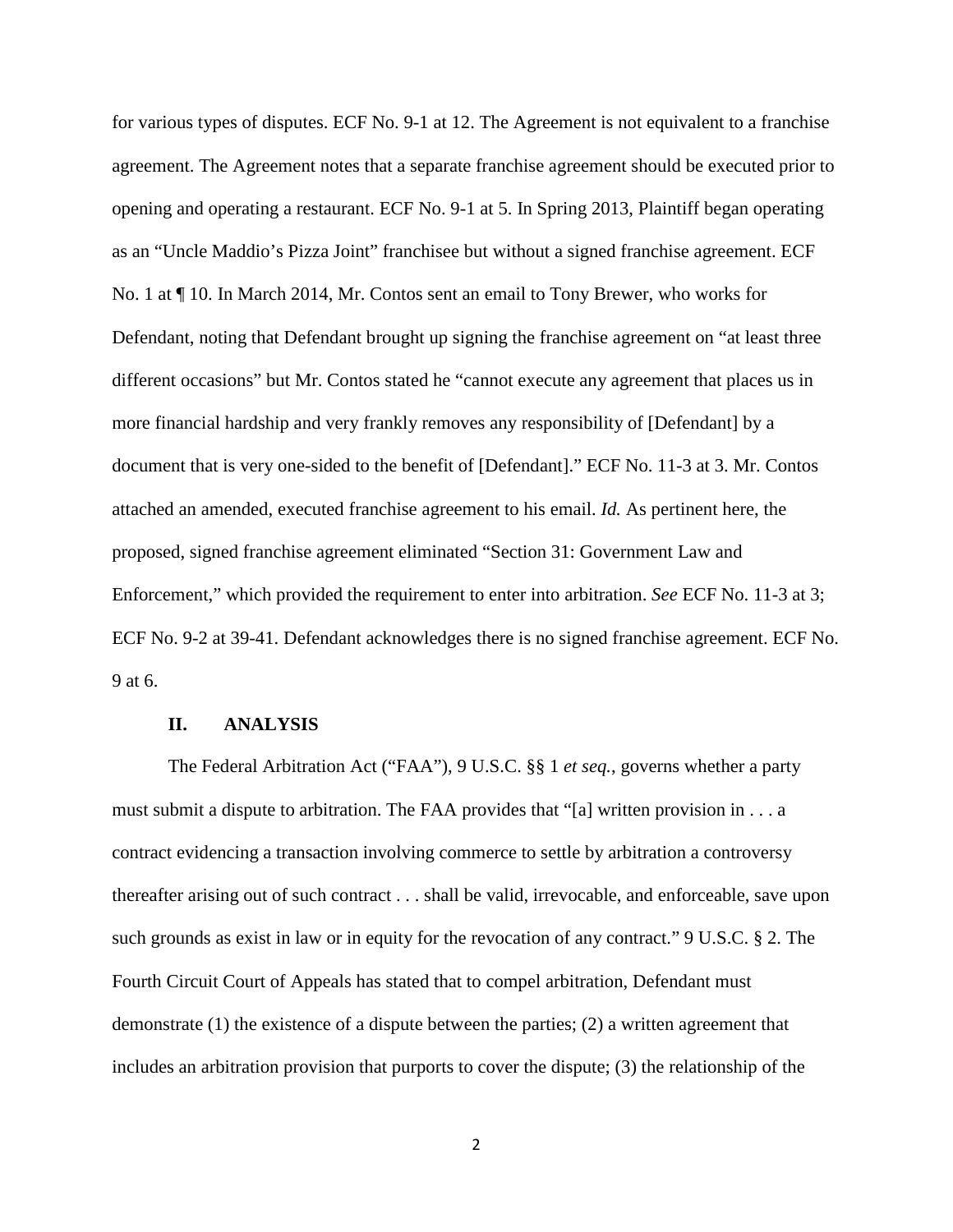for various types of disputes. ECF No. 9-1 at 12. The Agreement is not equivalent to a franchise agreement. The Agreement notes that a separate franchise agreement should be executed prior to opening and operating a restaurant. ECF No. 9-1 at 5. In Spring 2013, Plaintiff began operating as an "Uncle Maddio's Pizza Joint" franchisee but without a signed franchise agreement. ECF No. 1 at ¶ 10. In March 2014, Mr. Contos sent an email to Tony Brewer, who works for Defendant, noting that Defendant brought up signing the franchise agreement on "at least three different occasions" but Mr. Contos stated he "cannot execute any agreement that places us in more financial hardship and very frankly removes any responsibility of [Defendant] by a document that is very one-sided to the benefit of [Defendant]." ECF No. 11-3 at 3. Mr. Contos attached an amended, executed franchise agreement to his email. *Id.* As pertinent here, the proposed, signed franchise agreement eliminated "Section 31: Government Law and Enforcement," which provided the requirement to enter into arbitration. *See* ECF No. 11-3 at 3; ECF No. 9-2 at 39-41. Defendant acknowledges there is no signed franchise agreement. ECF No. 9 at 6.

## II. ANALYSIS

The Federal Arbitration Act ("FAA"), 9 U.S.C. §§ 1 *et seq.*, governs whether a party must submit a dispute to arbitration. The FAA provides that "[a] written provision in . . . a contract evidencing a transaction involving commerce to settle by arbitration a controversy thereafter arising out of such contract . . . shall be valid, irrevocable, and enforceable, save upon such grounds as exist in law or in equity for the revocation of any contract." 9 U.S.C. § 2. The Fourth Circuit Court of Appeals has stated that to compel arbitration, Defendant must demonstrate (1) the existence of a dispute between the parties; (2) a written agreement that includes an arbitration provision that purports to cover the dispute; (3) the relationship of the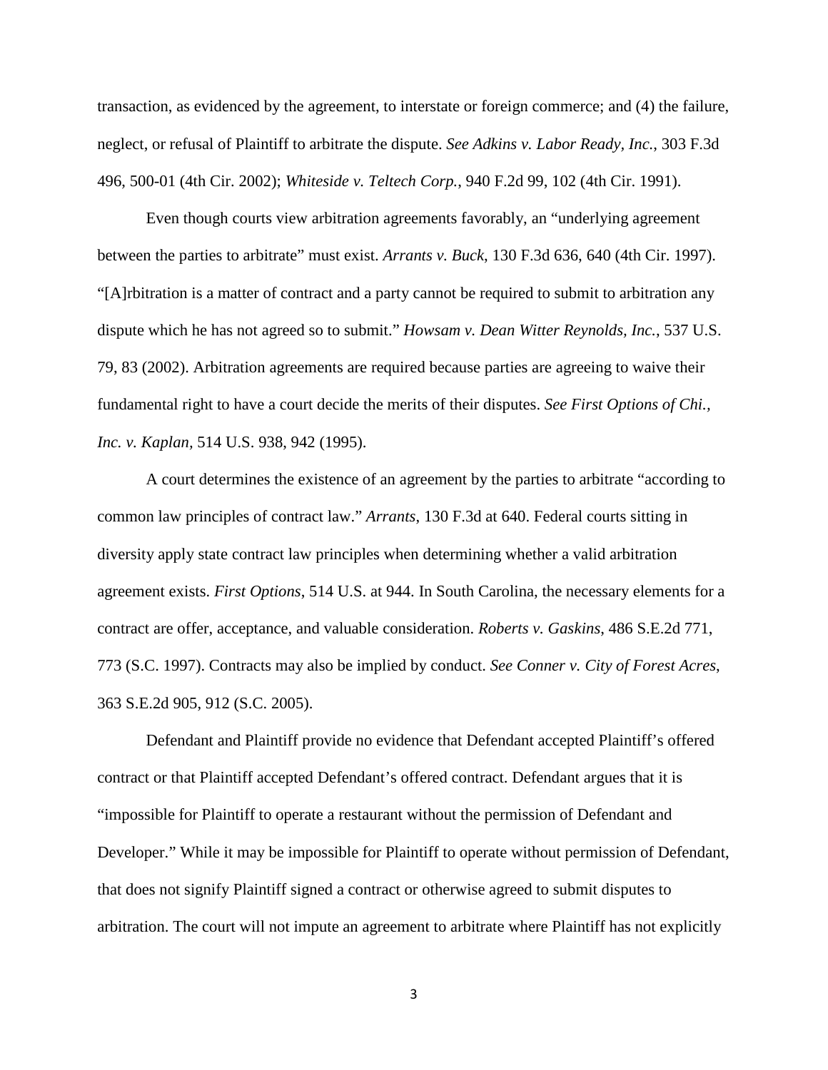transaction, as evidenced by the agreement, to interstate or foreign commerce; and (4) the failure, neglect, or refusal of Plaintiff to arbitrate the dispute. *See Adkins v. Labor Ready, Inc.*, 303 F.3d 496, 500-01 (4th Cir. 2002); *Whiteside v. Teltech Corp.*, 940 F.2d 99, 102 (4th Cir. 1991).

Even though courts view arbitration agreements favorably, an "underlying agreement between the parties to arbitrate" must exist. *Arrants v. Buck*, 130 F.3d 636, 640 (4th Cir. 1997). "[A]rbitration is a matter of contract and a party cannot be required to submit to arbitration any dispute which he has not agreed so to submit." *Howsam v. Dean Witter Reynolds, Inc.*, 537 U.S. 79, 83 (2002). Arbitration agreements are required because parties are agreeing to waive their fundamental right to have a court decide the merits of their disputes. *See First Options of Chi., Inc. v. Kaplan*, 514 U.S. 938, 942 (1995).

A court determines the existence of an agreement by the parties to arbitrate "according to common law principles of contract law." *Arrants*, 130 F.3d at 640. Federal courts sitting in diversity apply state contract law principles when determining whether a valid arbitration agreement exists. *First Options*, 514 U.S. at 944. In South Carolina, the necessary elements for a contract are offer, acceptance, and valuable consideration. *Roberts v. Gaskins*, 486 S.E.2d 771, 773 (S.C. 1997). Contracts may also be implied by conduct. *See Conner v. City of Forest Acres*, 363 S.E.2d 905, 912 (S.C. 2005).

Defendant and Plaintiff provide no evidence that Defendant accepted Plaintiff's offered contract or that Plaintiff accepted Defendant's offered contract. Defendant argues that it is "impossible for Plaintiff to operate a restaurant without the permission of Defendant and Developer." While it may be impossible for Plaintiff to operate without permission of Defendant, that does not signify Plaintiff signed a contract or otherwise agreed to submit disputes to arbitration. The court will not impute an agreement to arbitrate where Plaintiff has not explicitly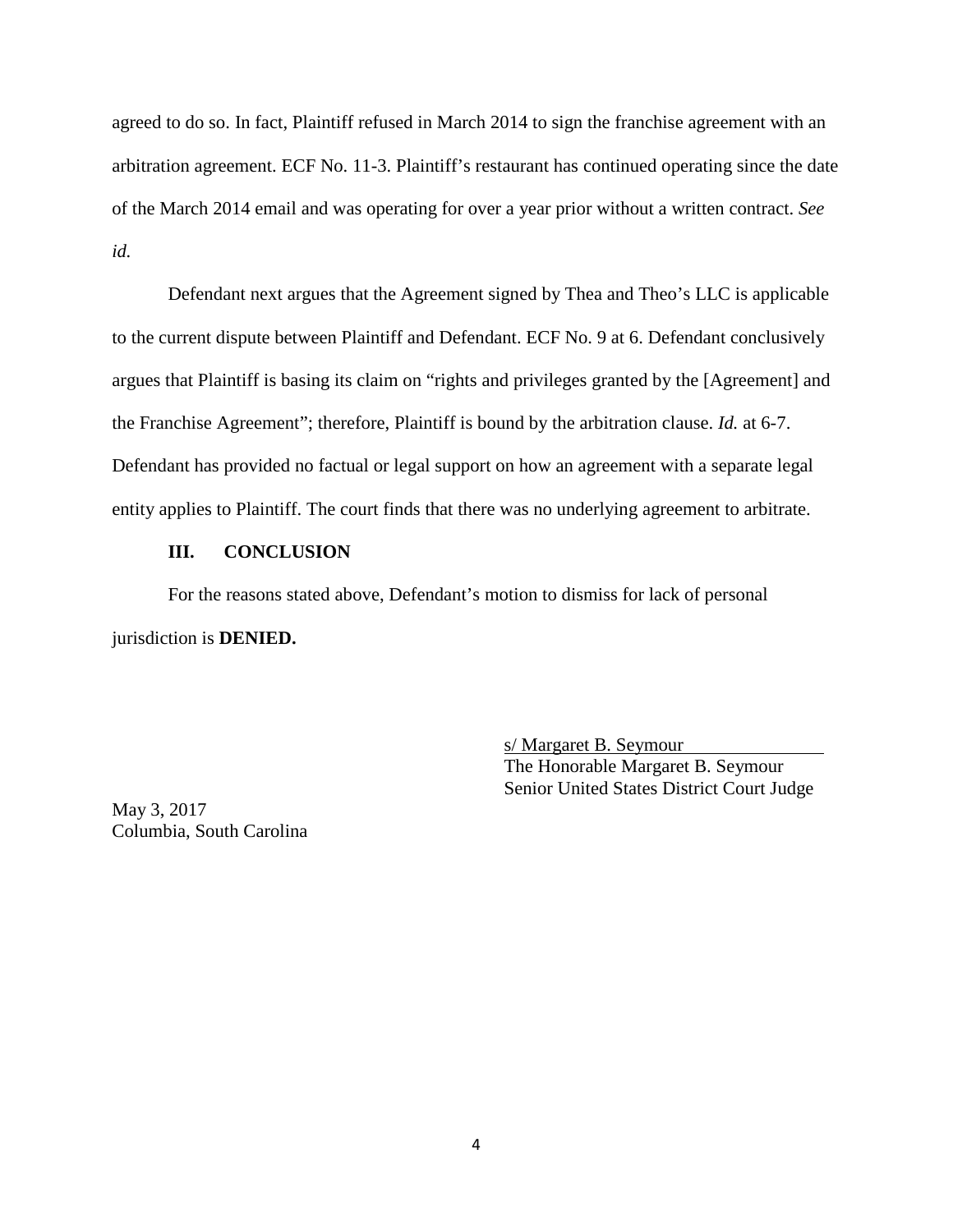agreed to do so. In fact, Plaintiff refused in March 2014 to sign the franchise agreement with an arbitration agreement. ECF No. 11-3. Plaintiff's restaurant has continued operating since the date of the March 2014 email and was operating for over a year prior without a written contract. *See id.*

Defendant next argues that the Agreement signed by Thea and Theo's LLC is applicable to the current dispute between Plaintiff and Defendant. ECF No. 9 at 6. Defendant conclusively argues that Plaintiff is basing its claim on "rights and privileges granted by the [Agreement] and the Franchise Agreement"; therefore, Plaintiff is bound by the arbitration clause. *Id.* at 6-7. Defendant has provided no factual or legal support on how an agreement with a separate legal entity applies to Plaintiff. The court finds that there was no underlying agreement to arbitrate.

### III. CONCLUSION

For the reasons stated above, Defendant's motion to dismiss for lack of personal jurisdiction is **DENIED.**

s/ Margaret B. Seymour
The Honorable Margaret B. Seymour
Senior United States District Court Judge

May 3, 2017
Columbia, South Carolina